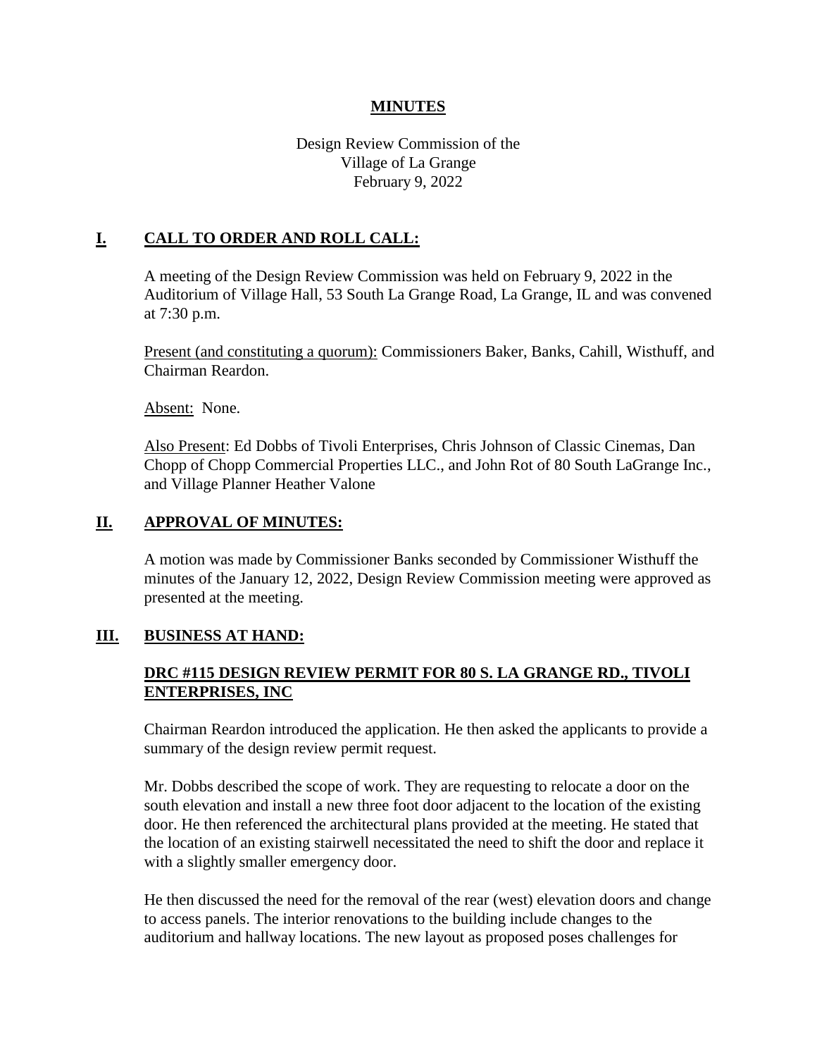# MINUTES

Design Review Commission of the
Village of La Grange
February 9, 2022

## I. CALL TO ORDER AND ROLL CALL:

A meeting of the Design Review Commission was held on February 9, 2022 in the Auditorium of Village Hall, 53 South La Grange Road, La Grange, IL and was convened at 7:30 p.m.

Present (and constituting a quorum): Commissioners Baker, Banks, Cahill, Wisthuff, and Chairman Reardon.

Absent: None.

Also Present: Ed Dobbs of Tivoli Enterprises, Chris Johnson of Classic Cinemas, Dan Chopp of Chopp Commercial Properties LLC., and John Rot of 80 South LaGrange Inc., and Village Planner Heather Valone

## II. APPROVAL OF MINUTES:

A motion was made by Commissioner Banks seconded by Commissioner Wisthuff the minutes of the January 12, 2022, Design Review Commission meeting were approved as presented at the meeting.

## III. BUSINESS AT HAND:

### DRC #115 DESIGN REVIEW PERMIT FOR 80 S. LA GRANGE RD., TIVOLI ENTERPRISES, INC

Chairman Reardon introduced the application. He then asked the applicants to provide a summary of the design review permit request.

Mr. Dobbs described the scope of work. They are requesting to relocate a door on the south elevation and install a new three foot door adjacent to the location of the existing door. He then referenced the architectural plans provided at the meeting. He stated that the location of an existing stairwell necessitated the need to shift the door and replace it with a slightly smaller emergency door.

He then discussed the need for the removal of the rear (west) elevation doors and change to access panels. The interior renovations to the building include changes to the auditorium and hallway locations. The new layout as proposed poses challenges for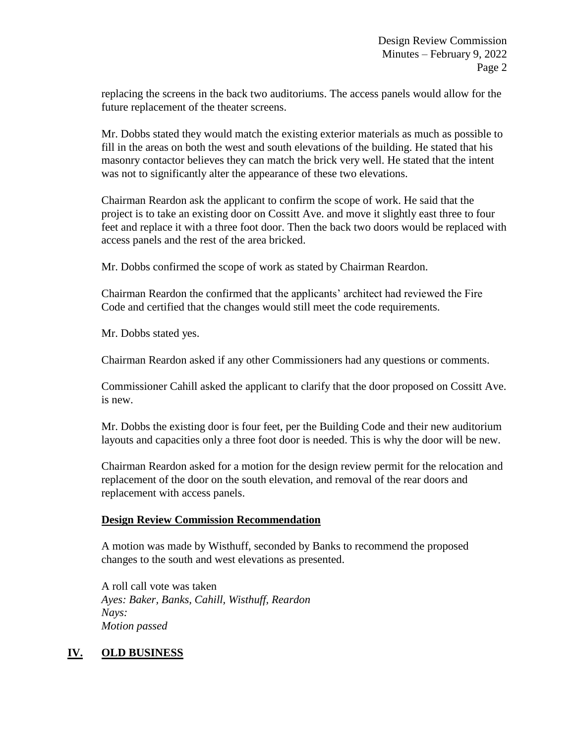replacing the screens in the back two auditoriums. The access panels would allow for the future replacement of the theater screens.

Mr. Dobbs stated they would match the existing exterior materials as much as possible to fill in the areas on both the west and south elevations of the building. He stated that his masonry contactor believes they can match the brick very well. He stated that the intent was not to significantly alter the appearance of these two elevations.

Chairman Reardon ask the applicant to confirm the scope of work. He said that the project is to take an existing door on Cossitt Ave. and move it slightly east three to four feet and replace it with a three foot door. Then the back two doors would be replaced with access panels and the rest of the area bricked.

Mr. Dobbs confirmed the scope of work as stated by Chairman Reardon.

Chairman Reardon the confirmed that the applicants' architect had reviewed the Fire Code and certified that the changes would still meet the code requirements.

Mr. Dobbs stated yes.

Chairman Reardon asked if any other Commissioners had any questions or comments.

Commissioner Cahill asked the applicant to clarify that the door proposed on Cossitt Ave. is new.

Mr. Dobbs the existing door is four feet, per the Building Code and their new auditorium layouts and capacities only a three foot door is needed. This is why the door will be new.

Chairman Reardon asked for a motion for the design review permit for the relocation and replacement of the door on the south elevation, and removal of the rear doors and replacement with access panels.

**Design Review Commission Recommendation**

A motion was made by Wisthuff, seconded by Banks to recommend the proposed changes to the south and west elevations as presented.

A roll call vote was taken
*Ayes: Baker, Banks, Cahill, Wisthuff, Reardon*
*Nays:*
*Motion passed*

## IV. OLD BUSINESS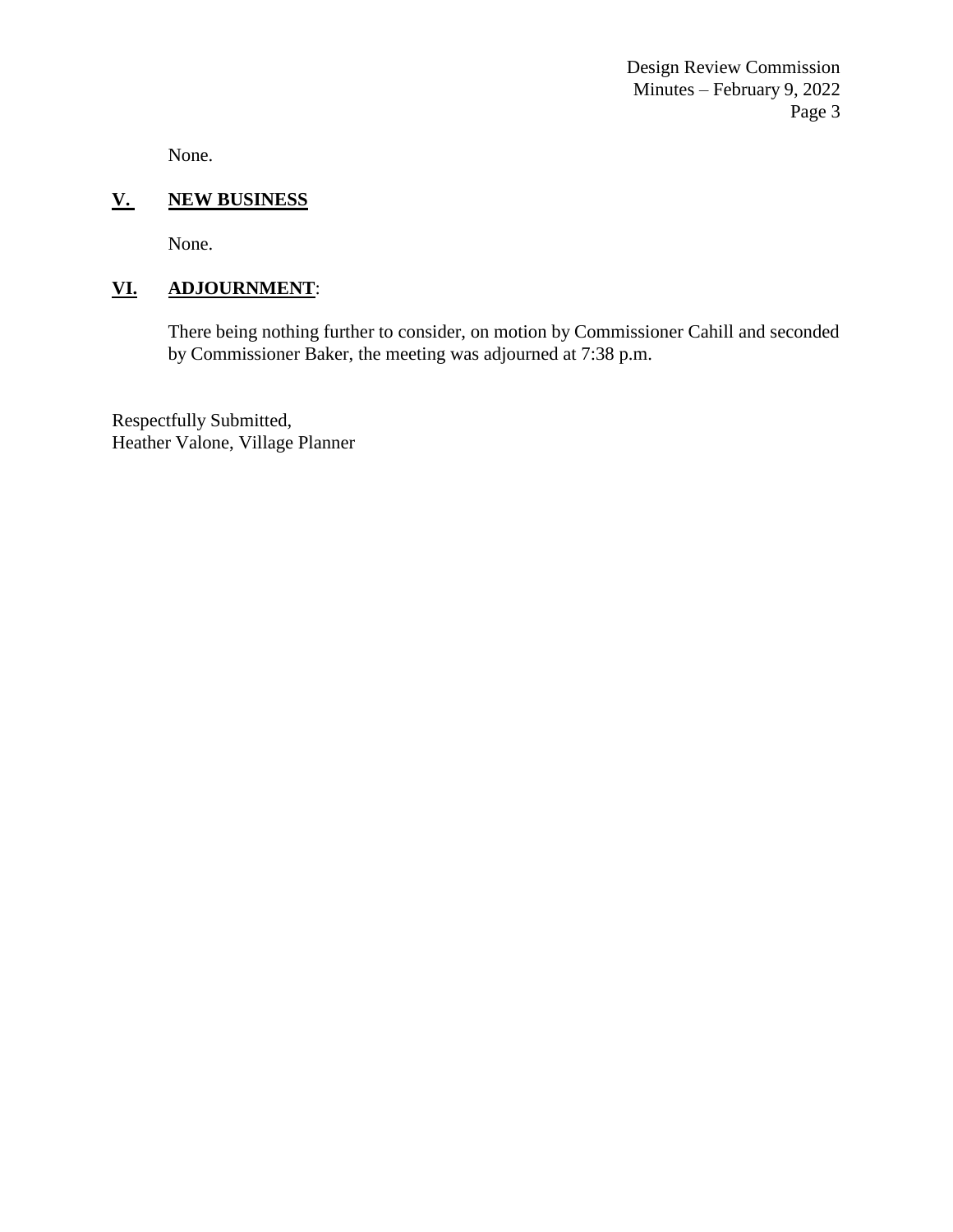None.

## V. NEW BUSINESS

None.

## VI. ADJOURNMENT:

There being nothing further to consider, on motion by Commissioner Cahill and seconded by Commissioner Baker, the meeting was adjourned at 7:38 p.m.

Respectfully Submitted,
Heather Valone, Village Planner